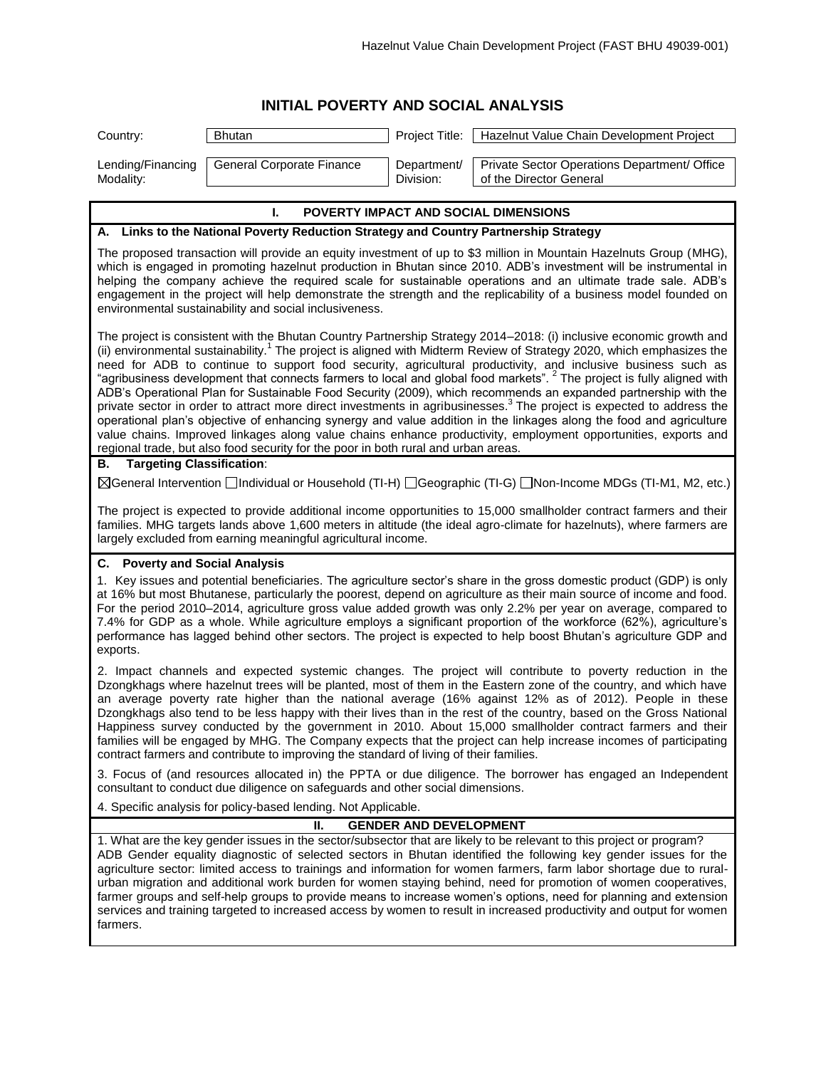# INITIAL POVERTY AND SOCIAL ANALYSIS

| Country: | Bhutan | Project Title: | Hazelnut Value Chain Development Project |
|---|---|---|---|
| Lending/Financing Modality: | General Corporate Finance | Department/ Division: | Private Sector Operations Department/ Office of the Director General |

## I. POVERTY IMPACT AND SOCIAL DIMENSIONS

### A. Links to the National Poverty Reduction Strategy and Country Partnership Strategy

The proposed transaction will provide an equity investment of up to $3 million in Mountain Hazelnuts Group (MHG), which is engaged in promoting hazelnut production in Bhutan since 2010. ADB's investment will be instrumental in helping the company achieve the required scale for sustainable operations and an ultimate trade sale. ADB's engagement in the project will help demonstrate the strength and the replicability of a business model founded on environmental sustainability and social inclusiveness.

The project is consistent with the Bhutan Country Partnership Strategy 2014–2018: (i) inclusive economic growth and (ii) environmental sustainability.[1] The project is aligned with Midterm Review of Strategy 2020, which emphasizes the need for ADB to continue to support food security, agricultural productivity, and inclusive business such as "agribusiness development that connects farmers to local and global food markets". [2] The project is fully aligned with ADB's Operational Plan for Sustainable Food Security (2009), which recommends an expanded partnership with the private sector in order to attract more direct investments in agribusinesses.[3] The project is expected to address the operational plan's objective of enhancing synergy and value addition in the linkages along the food and agriculture value chains. Improved linkages along value chains enhance productivity, employment opportunities, exports and regional trade, but also food security for the poor in both rural and urban areas.

### B. Targeting Classification:

☒General Intervention ☐Individual or Household (TI-H) ☐Geographic (TI-G) ☐Non-Income MDGs (TI-M1, M2, etc.)

The project is expected to provide additional income opportunities to 15,000 smallholder contract farmers and their families. MHG targets lands above 1,600 meters in altitude (the ideal agro-climate for hazelnuts), where farmers are largely excluded from earning meaningful agricultural income.

### C. Poverty and Social Analysis

1. Key issues and potential beneficiaries. The agriculture sector's share in the gross domestic product (GDP) is only at 16% but most Bhutanese, particularly the poorest, depend on agriculture as their main source of income and food. For the period 2010–2014, agriculture gross value added growth was only 2.2% per year on average, compared to 7.4% for GDP as a whole. While agriculture employs a significant proportion of the workforce (62%), agriculture's performance has lagged behind other sectors. The project is expected to help boost Bhutan's agriculture GDP and exports.

2. Impact channels and expected systemic changes. The project will contribute to poverty reduction in the Dzongkhags where hazelnut trees will be planted, most of them in the Eastern zone of the country, and which have an average poverty rate higher than the national average (16% against 12% as of 2012). People in these Dzongkhags also tend to be less happy with their lives than in the rest of the country, based on the Gross National Happiness survey conducted by the government in 2010. About 15,000 smallholder contract farmers and their families will be engaged by MHG. The Company expects that the project can help increase incomes of participating contract farmers and contribute to improving the standard of living of their families.

3. Focus of (and resources allocated in) the PPTA or due diligence. The borrower has engaged an Independent consultant to conduct due diligence on safeguards and other social dimensions.

4. Specific analysis for policy-based lending. Not Applicable.

## II. GENDER AND DEVELOPMENT

1. What are the key gender issues in the sector/subsector that are likely to be relevant to this project or program?

ADB Gender equality diagnostic of selected sectors in Bhutan identified the following key gender issues for the agriculture sector: limited access to trainings and information for women farmers, farm labor shortage due to rural-urban migration and additional work burden for women staying behind, need for promotion of women cooperatives, farmer groups and self-help groups to provide means to increase women's options, need for planning and extension services and training targeted to increased access by women to result in increased productivity and output for women farmers.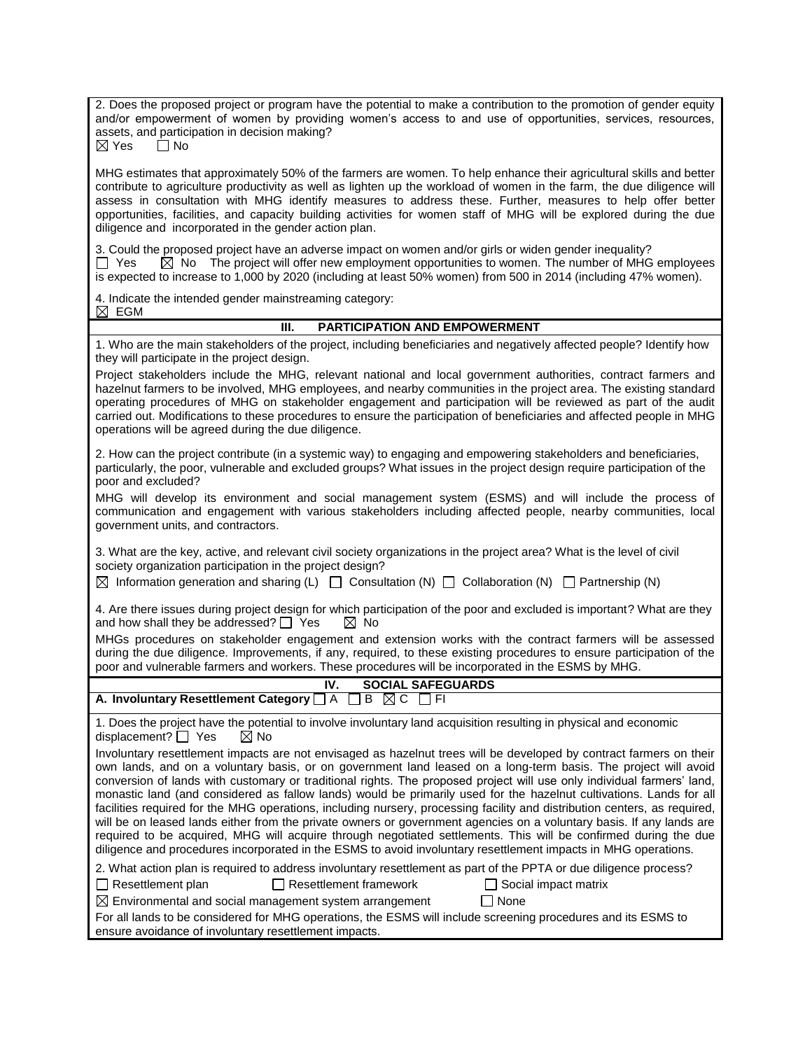2. Does the proposed project or program have the potential to make a contribution to the promotion of gender equity and/or empowerment of women by providing women's access to and use of opportunities, services, resources, assets, and participation in decision making?

☒ Yes ☐ No

MHG estimates that approximately 50% of the farmers are women. To help enhance their agricultural skills and better contribute to agriculture productivity as well as lighten up the workload of women in the farm, the due diligence will assess in consultation with MHG identify measures to address these. Further, measures to help offer better opportunities, facilities, and capacity building activities for women staff of MHG will be explored during the due diligence and incorporated in the gender action plan.

3. Could the proposed project have an adverse impact on women and/or girls or widen gender inequality?

☐ Yes ☒ No The project will offer new employment opportunities to women. The number of MHG employees is expected to increase to 1,000 by 2020 (including at least 50% women) from 500 in 2014 (including 47% women).

4. Indicate the intended gender mainstreaming category:

☒ EGM

## III. PARTICIPATION AND EMPOWERMENT

1. Who are the main stakeholders of the project, including beneficiaries and negatively affected people? Identify how they will participate in the project design.

Project stakeholders include the MHG, relevant national and local government authorities, contract farmers and hazelnut farmers to be involved, MHG employees, and nearby communities in the project area. The existing standard operating procedures of MHG on stakeholder engagement and participation will be reviewed as part of the audit carried out. Modifications to these procedures to ensure the participation of beneficiaries and affected people in MHG operations will be agreed during the due diligence.

2. How can the project contribute (in a systemic way) to engaging and empowering stakeholders and beneficiaries, particularly, the poor, vulnerable and excluded groups? What issues in the project design require participation of the poor and excluded?

MHG will develop its environment and social management system (ESMS) and will include the process of communication and engagement with various stakeholders including affected people, nearby communities, local government units, and contractors.

3. What are the key, active, and relevant civil society organizations in the project area? What is the level of civil society organization participation in the project design?

☒ Information generation and sharing (L) ☐ Consultation (N) ☐ Collaboration (N) ☐ Partnership (N)

4. Are there issues during project design for which participation of the poor and excluded is important? What are they and how shall they be addressed? ☐ Yes ☒ No

MHGs procedures on stakeholder engagement and extension works with the contract farmers will be assessed during the due diligence. Improvements, if any, required, to these existing procedures to ensure participation of the poor and vulnerable farmers and workers. These procedures will be incorporated in the ESMS by MHG.

## IV. SOCIAL SAFEGUARDS

**A. Involuntary Resettlement Category** ☐ A ☐ B ☒ C ☐ FI

1. Does the project have the potential to involve involuntary land acquisition resulting in physical and economic displacement? ☐ Yes ☒ No

Involuntary resettlement impacts are not envisaged as hazelnut trees will be developed by contract farmers on their own lands, and on a voluntary basis, or on government land leased on a long-term basis. The project will avoid conversion of lands with customary or traditional rights. The proposed project will use only individual farmers' land, monastic land (and considered as fallow lands) would be primarily used for the hazelnut cultivations. Lands for all facilities required for the MHG operations, including nursery, processing facility and distribution centers, as required, will be on leased lands either from the private owners or government agencies on a voluntary basis. If any lands are required to be acquired, MHG will acquire through negotiated settlements. This will be confirmed during the due diligence and procedures incorporated in the ESMS to avoid involuntary resettlement impacts in MHG operations.

2. What action plan is required to address involuntary resettlement as part of the PPTA or due diligence process?

☐ Resettlement plan ☐ Resettlement framework ☐ Social impact matrix

☒ Environmental and social management system arrangement ☐ None

For all lands to be considered for MHG operations, the ESMS will include screening procedures and its ESMS to ensure avoidance of involuntary resettlement impacts.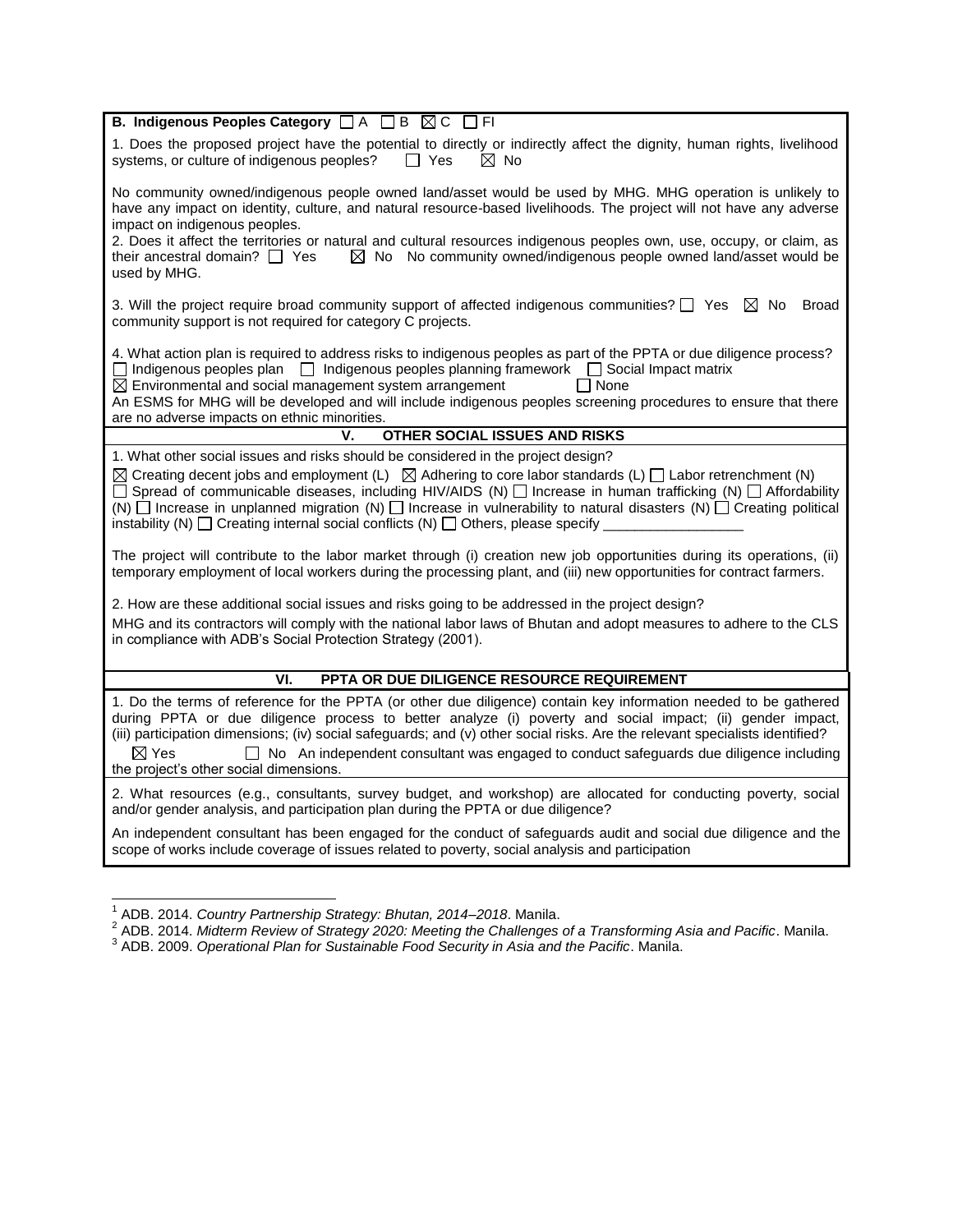**B. Indigenous Peoples Category** ☐ A ☐ B ☒ C ☐ FI

1. Does the proposed project have the potential to directly or indirectly affect the dignity, human rights, livelihood systems, or culture of indigenous peoples? ☐ Yes ☒ No

No community owned/indigenous people owned land/asset would be used by MHG. MHG operation is unlikely to have any impact on identity, culture, and natural resource-based livelihoods. The project will not have any adverse impact on indigenous peoples.

2. Does it affect the territories or natural and cultural resources indigenous peoples own, use, occupy, or claim, as their ancestral domain? ☐ Yes ☒ No No community owned/indigenous people owned land/asset would be used by MHG.

3. Will the project require broad community support of affected indigenous communities? ☐ Yes ☒ No Broad community support is not required for category C projects.

4. What action plan is required to address risks to indigenous peoples as part of the PPTA or due diligence process?
☐ Indigenous peoples plan ☐ Indigenous peoples planning framework ☐ Social Impact matrix
☒ Environmental and social management system arrangement ☐ None
An ESMS for MHG will be developed and will include indigenous peoples screening procedures to ensure that there are no adverse impacts on ethnic minorities.

## V. OTHER SOCIAL ISSUES AND RISKS

1. What other social issues and risks should be considered in the project design?

☒ Creating decent jobs and employment (L) ☒ Adhering to core labor standards (L) ☐ Labor retrenchment (N) ☐ Spread of communicable diseases, including HIV/AIDS (N) ☐ Increase in human trafficking (N) ☐ Affordability (N) ☐ Increase in unplanned migration (N) ☐ Increase in vulnerability to natural disasters (N) ☐ Creating political instability (N) ☐ Creating internal social conflicts (N) ☐ Others, please specify ___________________

The project will contribute to the labor market through (i) creation new job opportunities during its operations, (ii) temporary employment of local workers during the processing plant, and (iii) new opportunities for contract farmers.

2. How are these additional social issues and risks going to be addressed in the project design?

MHG and its contractors will comply with the national labor laws of Bhutan and adopt measures to adhere to the CLS in compliance with ADB's Social Protection Strategy (2001).

## VI. PPTA OR DUE DILIGENCE RESOURCE REQUIREMENT

1. Do the terms of reference for the PPTA (or other due diligence) contain key information needed to be gathered during PPTA or due diligence process to better analyze (i) poverty and social impact; (ii) gender impact, (iii) participation dimensions; (iv) social safeguards; and (v) other social risks. Are the relevant specialists identified?

☒ Yes ☐ No An independent consultant was engaged to conduct safeguards due diligence including the project's other social dimensions.

2. What resources (e.g., consultants, survey budget, and workshop) are allocated for conducting poverty, social and/or gender analysis, and participation plan during the PPTA or due diligence?

An independent consultant has been engaged for the conduct of safeguards audit and social due diligence and the scope of works include coverage of issues related to poverty, social analysis and participation

---

[1] ADB. 2014. *Country Partnership Strategy: Bhutan, 2014–2018*. Manila.
[2] ADB. 2014. *Midterm Review of Strategy 2020: Meeting the Challenges of a Transforming Asia and Pacific*. Manila.
[3] ADB. 2009. *Operational Plan for Sustainable Food Security in Asia and the Pacific*. Manila.